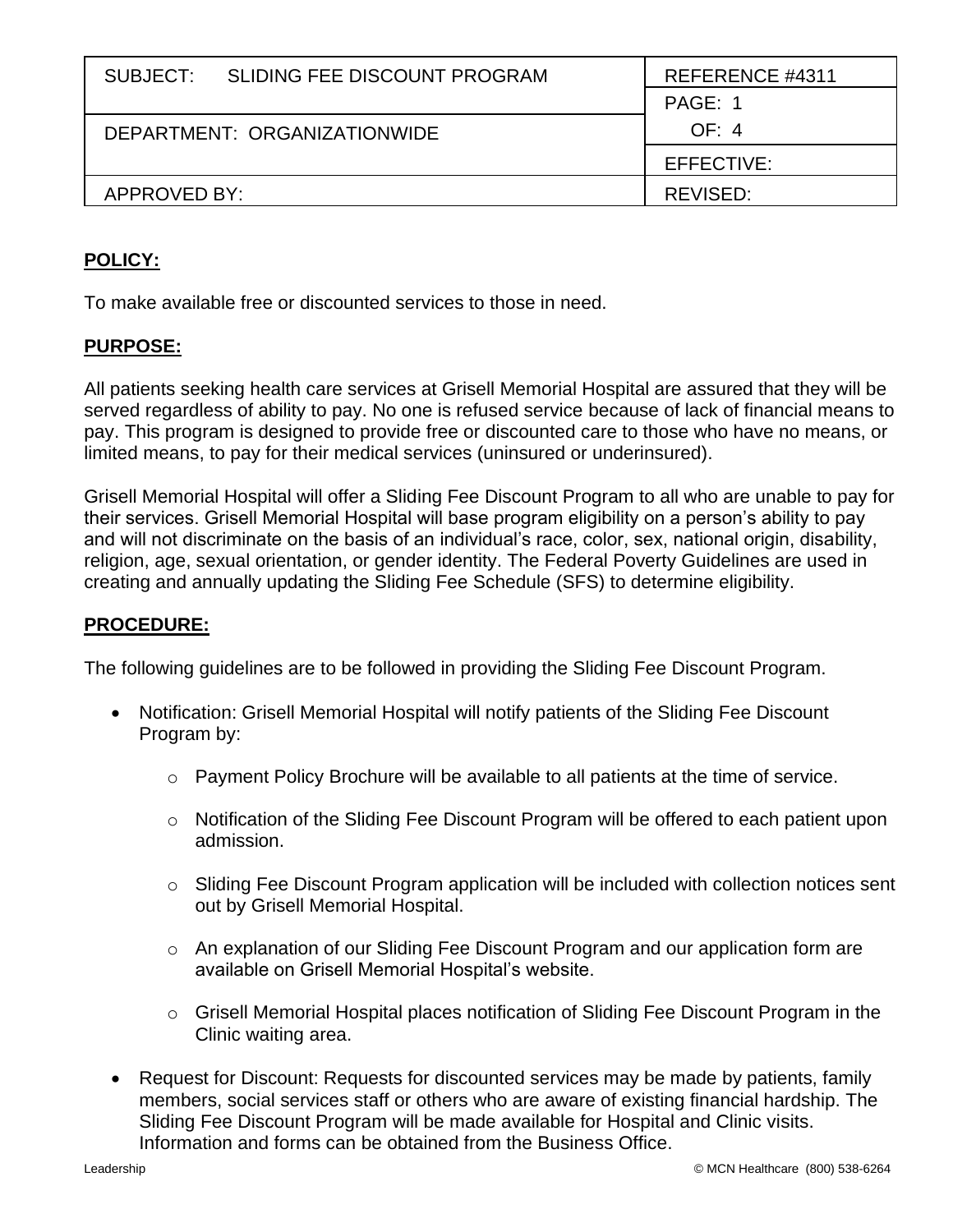| SUBJECT: SLIDING FEE DISCOUNT PROGRAM | REFERENCE #4311 |
|---|---|
| | PAGE: 1 |
| DEPARTMENT: ORGANIZATIONWIDE | OF: 4 |
| | EFFECTIVE: |
| APPROVED BY: | REVISED: |

## POLICY:

To make available free or discounted services to those in need.

## PURPOSE:

All patients seeking health care services at Grisell Memorial Hospital are assured that they will be served regardless of ability to pay. No one is refused service because of lack of financial means to pay. This program is designed to provide free or discounted care to those who have no means, or limited means, to pay for their medical services (uninsured or underinsured).

Grisell Memorial Hospital will offer a Sliding Fee Discount Program to all who are unable to pay for their services. Grisell Memorial Hospital will base program eligibility on a person's ability to pay and will not discriminate on the basis of an individual's race, color, sex, national origin, disability, religion, age, sexual orientation, or gender identity. The Federal Poverty Guidelines are used in creating and annually updating the Sliding Fee Schedule (SFS) to determine eligibility.

## PROCEDURE:

The following guidelines are to be followed in providing the Sliding Fee Discount Program.

- Notification: Grisell Memorial Hospital will notify patients of the Sliding Fee Discount Program by:
  - Payment Policy Brochure will be available to all patients at the time of service.
  - Notification of the Sliding Fee Discount Program will be offered to each patient upon admission.
  - Sliding Fee Discount Program application will be included with collection notices sent out by Grisell Memorial Hospital.
  - An explanation of our Sliding Fee Discount Program and our application form are available on Grisell Memorial Hospital's website.
  - Grisell Memorial Hospital places notification of Sliding Fee Discount Program in the Clinic waiting area.
- Request for Discount: Requests for discounted services may be made by patients, family members, social services staff or others who are aware of existing financial hardship. The Sliding Fee Discount Program will be made available for Hospital and Clinic visits. Information and forms can be obtained from the Business Office.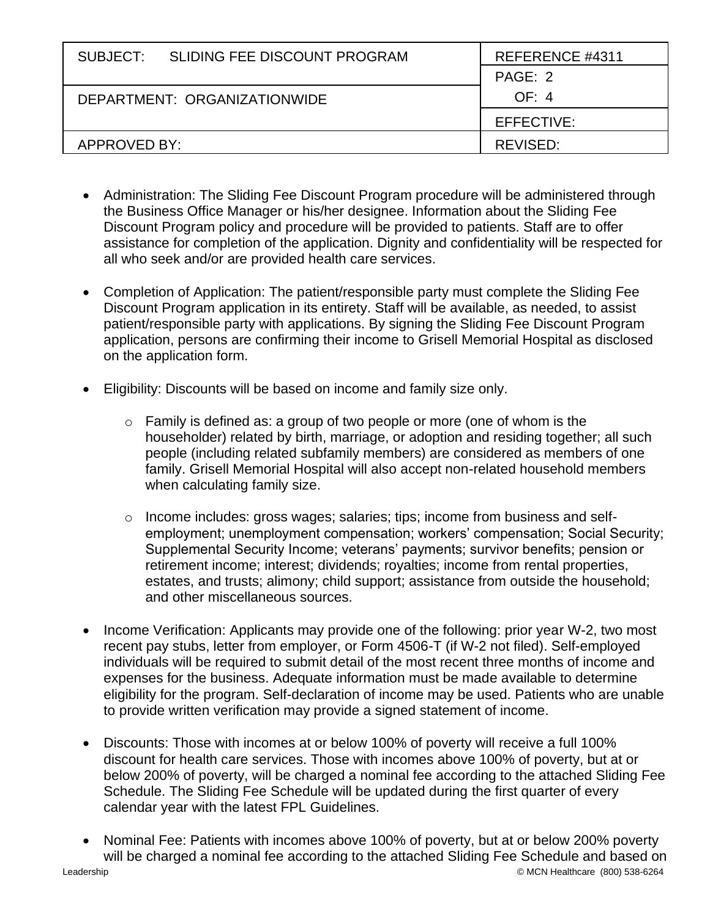- Administration: The Sliding Fee Discount Program procedure will be administered through the Business Office Manager or his/her designee. Information about the Sliding Fee Discount Program policy and procedure will be provided to patients. Staff are to offer assistance for completion of the application. Dignity and confidentiality will be respected for all who seek and/or are provided health care services.

- Completion of Application: The patient/responsible party must complete the Sliding Fee Discount Program application in its entirety. Staff will be available, as needed, to assist patient/responsible party with applications. By signing the Sliding Fee Discount Program application, persons are confirming their income to Grisell Memorial Hospital as disclosed on the application form.

- Eligibility: Discounts will be based on income and family size only.

  - Family is defined as: a group of two people or more (one of whom is the householder) related by birth, marriage, or adoption and residing together; all such people (including related subfamily members) are considered as members of one family. Grisell Memorial Hospital will also accept non-related household members when calculating family size.

  - Income includes: gross wages; salaries; tips; income from business and self-employment; unemployment compensation; workers' compensation; Social Security; Supplemental Security Income; veterans' payments; survivor benefits; pension or retirement income; interest; dividends; royalties; income from rental properties, estates, and trusts; alimony; child support; assistance from outside the household; and other miscellaneous sources.

- Income Verification: Applicants may provide one of the following: prior year W-2, two most recent pay stubs, letter from employer, or Form 4506-T (if W-2 not filed). Self-employed individuals will be required to submit detail of the most recent three months of income and expenses for the business. Adequate information must be made available to determine eligibility for the program. Self-declaration of income may be used. Patients who are unable to provide written verification may provide a signed statement of income.

- Discounts: Those with incomes at or below 100% of poverty will receive a full 100% discount for health care services. Those with incomes above 100% of poverty, but at or below 200% of poverty, will be charged a nominal fee according to the attached Sliding Fee Schedule. The Sliding Fee Schedule will be updated during the first quarter of every calendar year with the latest FPL Guidelines.

- Nominal Fee: Patients with incomes above 100% of poverty, but at or below 200% poverty will be charged a nominal fee according to the attached Sliding Fee Schedule and based on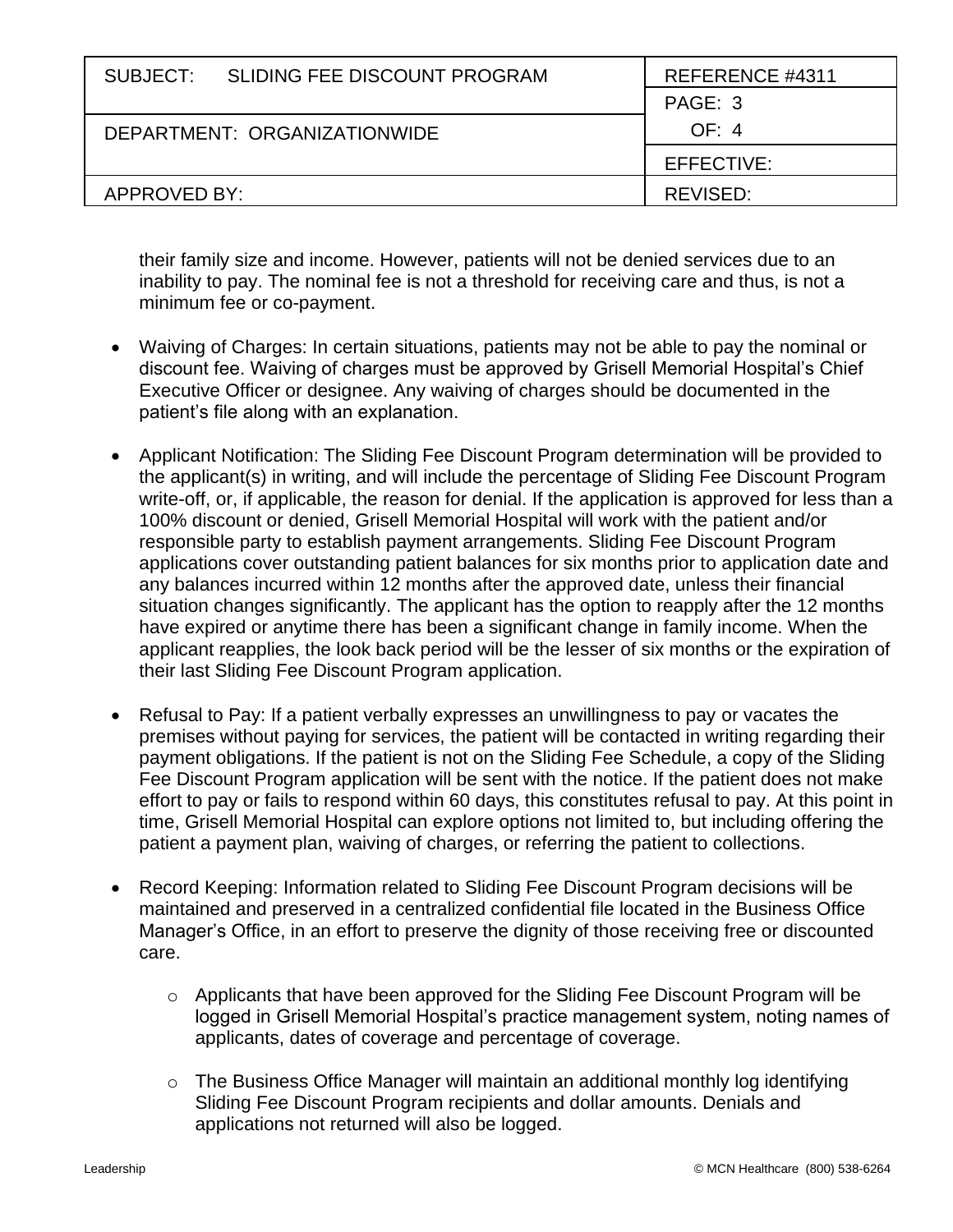their family size and income. However, patients will not be denied services due to an inability to pay. The nominal fee is not a threshold for receiving care and thus, is not a minimum fee or co-payment.

- Waiving of Charges: In certain situations, patients may not be able to pay the nominal or discount fee. Waiving of charges must be approved by Grisell Memorial Hospital's Chief Executive Officer or designee. Any waiving of charges should be documented in the patient's file along with an explanation.

- Applicant Notification: The Sliding Fee Discount Program determination will be provided to the applicant(s) in writing, and will include the percentage of Sliding Fee Discount Program write-off, or, if applicable, the reason for denial. If the application is approved for less than a 100% discount or denied, Grisell Memorial Hospital will work with the patient and/or responsible party to establish payment arrangements. Sliding Fee Discount Program applications cover outstanding patient balances for six months prior to application date and any balances incurred within 12 months after the approved date, unless their financial situation changes significantly. The applicant has the option to reapply after the 12 months have expired or anytime there has been a significant change in family income. When the applicant reapplies, the look back period will be the lesser of six months or the expiration of their last Sliding Fee Discount Program application.

- Refusal to Pay: If a patient verbally expresses an unwillingness to pay or vacates the premises without paying for services, the patient will be contacted in writing regarding their payment obligations. If the patient is not on the Sliding Fee Schedule, a copy of the Sliding Fee Discount Program application will be sent with the notice. If the patient does not make effort to pay or fails to respond within 60 days, this constitutes refusal to pay. At this point in time, Grisell Memorial Hospital can explore options not limited to, but including offering the patient a payment plan, waiving of charges, or referring the patient to collections.

- Record Keeping: Information related to Sliding Fee Discount Program decisions will be maintained and preserved in a centralized confidential file located in the Business Office Manager's Office, in an effort to preserve the dignity of those receiving free or discounted care.
  - Applicants that have been approved for the Sliding Fee Discount Program will be logged in Grisell Memorial Hospital's practice management system, noting names of applicants, dates of coverage and percentage of coverage.
  - The Business Office Manager will maintain an additional monthly log identifying Sliding Fee Discount Program recipients and dollar amounts. Denials and applications not returned will also be logged.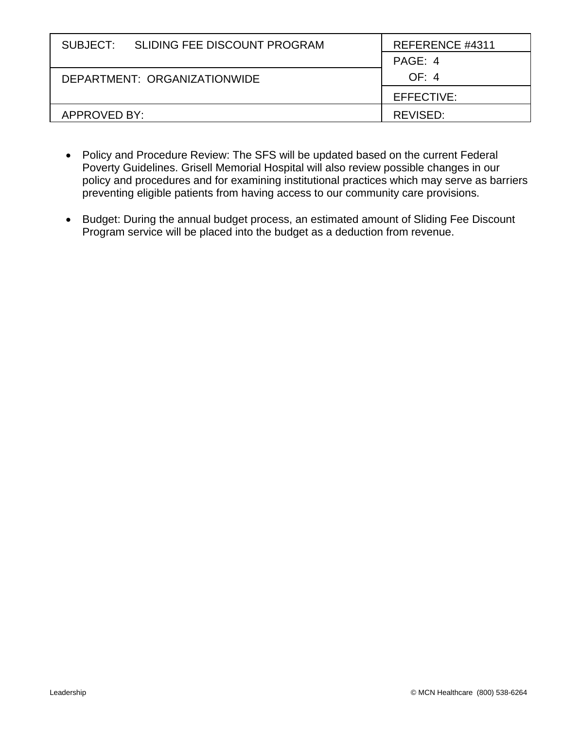- Policy and Procedure Review: The SFS will be updated based on the current Federal Poverty Guidelines. Grisell Memorial Hospital will also review possible changes in our policy and procedures and for examining institutional practices which may serve as barriers preventing eligible patients from having access to our community care provisions.

- Budget: During the annual budget process, an estimated amount of Sliding Fee Discount Program service will be placed into the budget as a deduction from revenue.